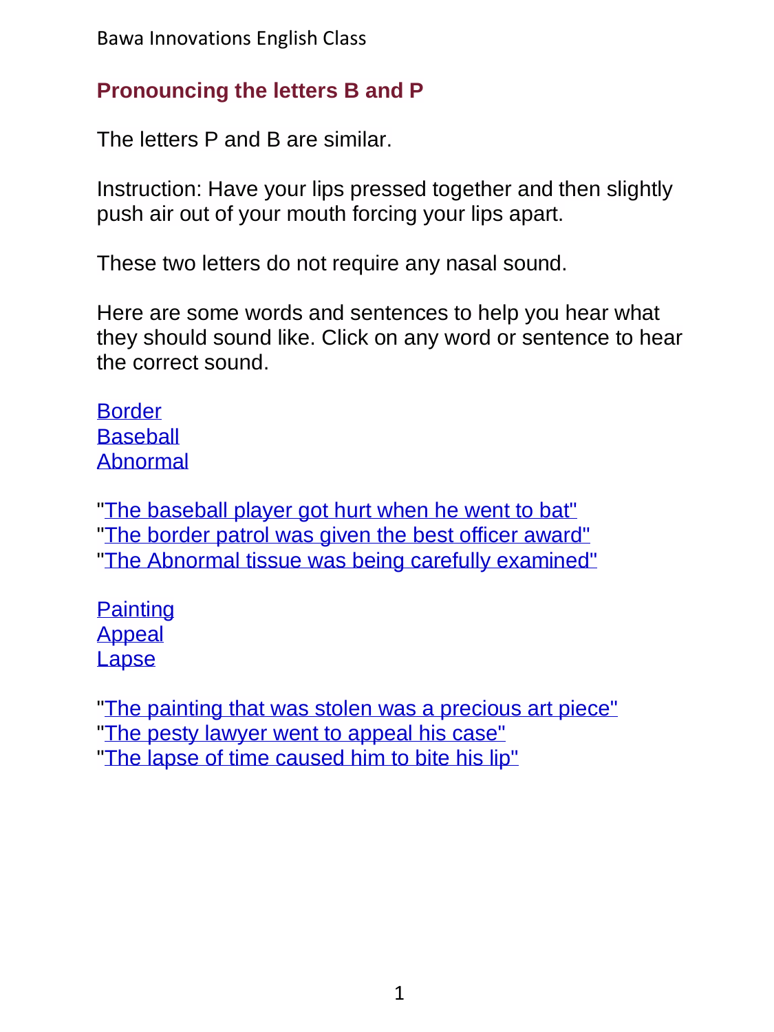## Pronouncing the letters B and P

The letters P and B are similar.

Instruction: Have your lips pressed together and then slightly push air out of your mouth forcing your lips apart.

These two letters do not require any nasal sound.

Here are some words and sentences to help you hear what they should sound like. Click on any word or sentence to hear the correct sound.

Border
Baseball
Abnormal

"The baseball player got hurt when he went to bat"
"The border patrol was given the best officer award"
"The Abnormal tissue was being carefully examined"

Painting
Appeal
Lapse

"The painting that was stolen was a precious art piece"
"The pesty lawyer went to appeal his case"
"The lapse of time caused him to bite his lip"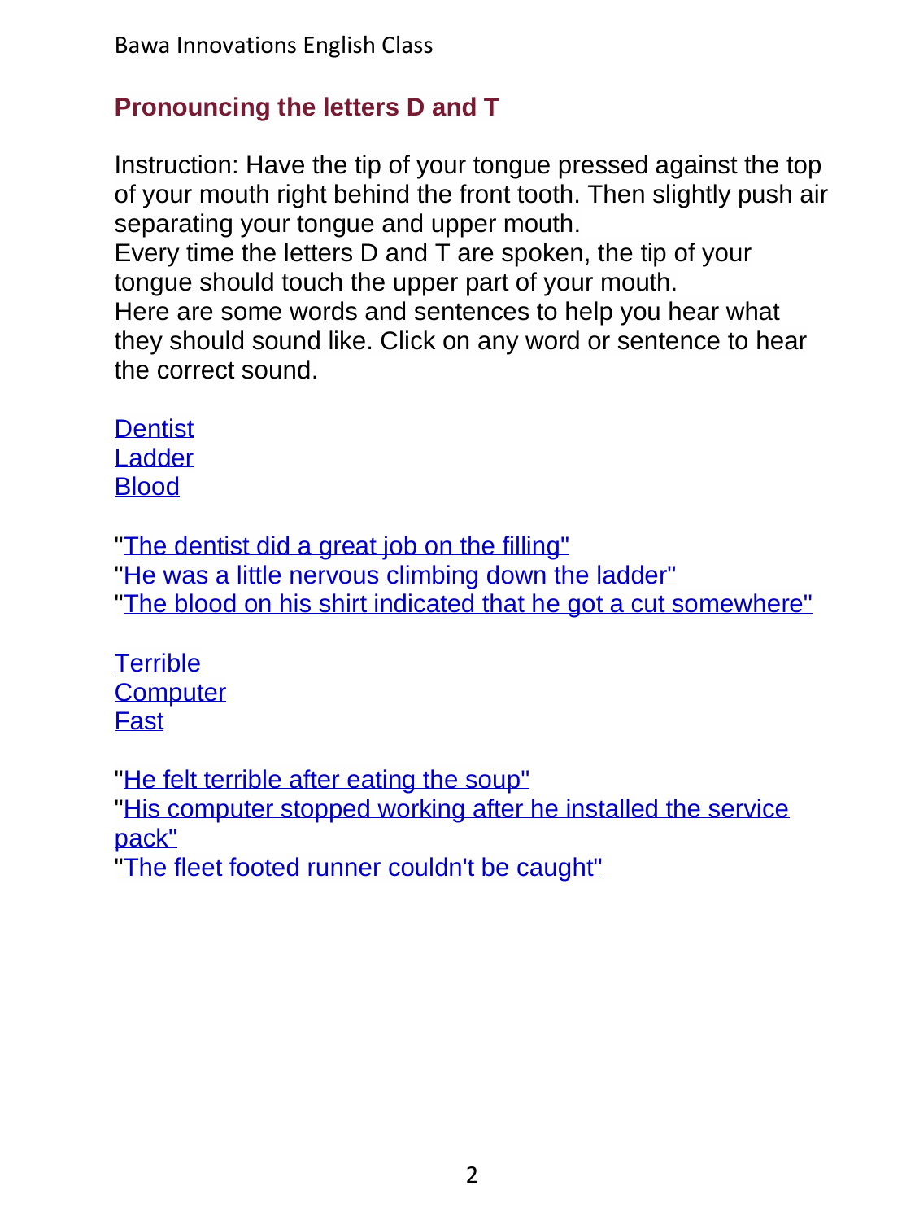## Pronouncing the letters D and T

Instruction: Have the tip of your tongue pressed against the top of your mouth right behind the front tooth. Then slightly push air separating your tongue and upper mouth.
Every time the letters D and T are spoken, the tip of your tongue should touch the upper part of your mouth.
Here are some words and sentences to help you hear what they should sound like. Click on any word or sentence to hear the correct sound.

Dentist
Ladder
Blood

"The dentist did a great job on the filling"
"He was a little nervous climbing down the ladder"
"The blood on his shirt indicated that he got a cut somewhere"

Terrible
Computer
Fast

"He felt terrible after eating the soup"
"His computer stopped working after he installed the service pack"
"The fleet footed runner couldn't be caught"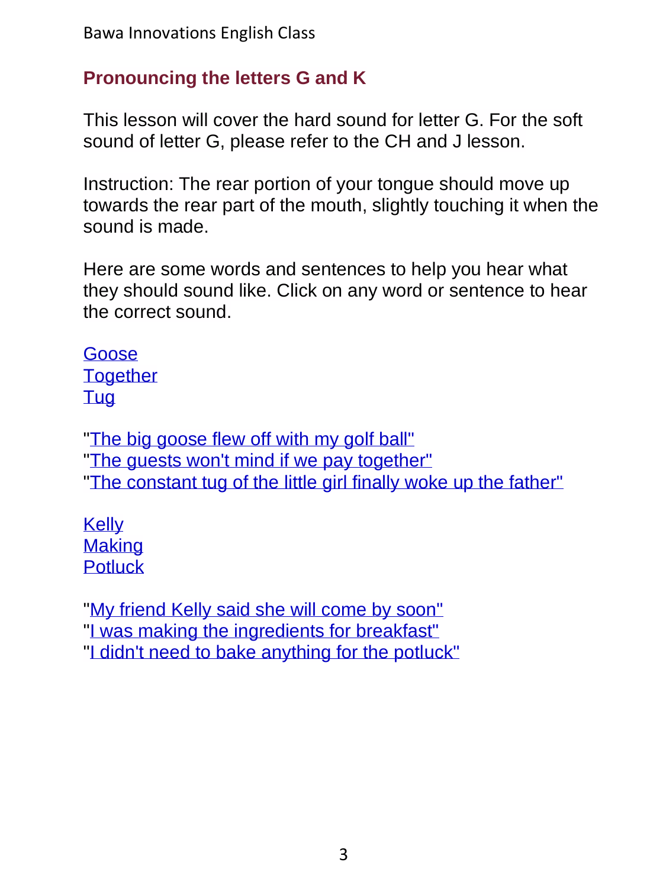## Pronouncing the letters G and K

This lesson will cover the hard sound for letter G. For the soft sound of letter G, please refer to the CH and J lesson.

Instruction: The rear portion of your tongue should move up towards the rear part of the mouth, slightly touching it when the sound is made.

Here are some words and sentences to help you hear what they should sound like. Click on any word or sentence to hear the correct sound.

Goose
Together
Tug

"The big goose flew off with my golf ball"
"The guests won't mind if we pay together"
"The constant tug of the little girl finally woke up the father"

Kelly
Making
Potluck

"My friend Kelly said she will come by soon"
"I was making the ingredients for breakfast"
"I didn't need to bake anything for the potluck"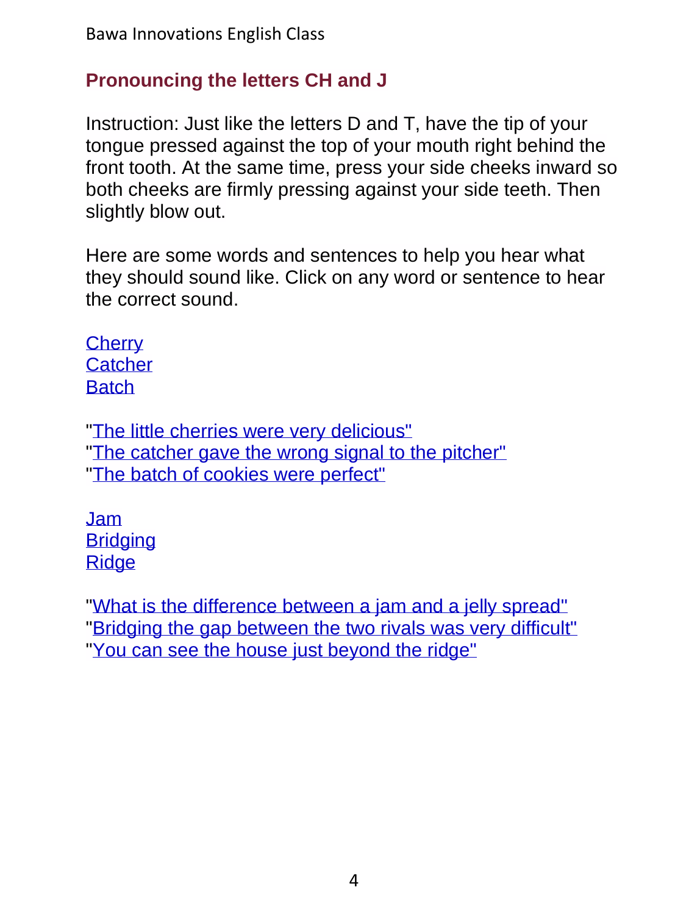## Pronouncing the letters CH and J

Instruction: Just like the letters D and T, have the tip of your tongue pressed against the top of your mouth right behind the front tooth. At the same time, press your side cheeks inward so both cheeks are firmly pressing against your side teeth. Then slightly blow out.

Here are some words and sentences to help you hear what they should sound like. Click on any word or sentence to hear the correct sound.

Cherry
Catcher
Batch

"The little cherries were very delicious"
"The catcher gave the wrong signal to the pitcher"
"The batch of cookies were perfect"

Jam
Bridging
Ridge

"What is the difference between a jam and a jelly spread"
"Bridging the gap between the two rivals was very difficult"
"You can see the house just beyond the ridge"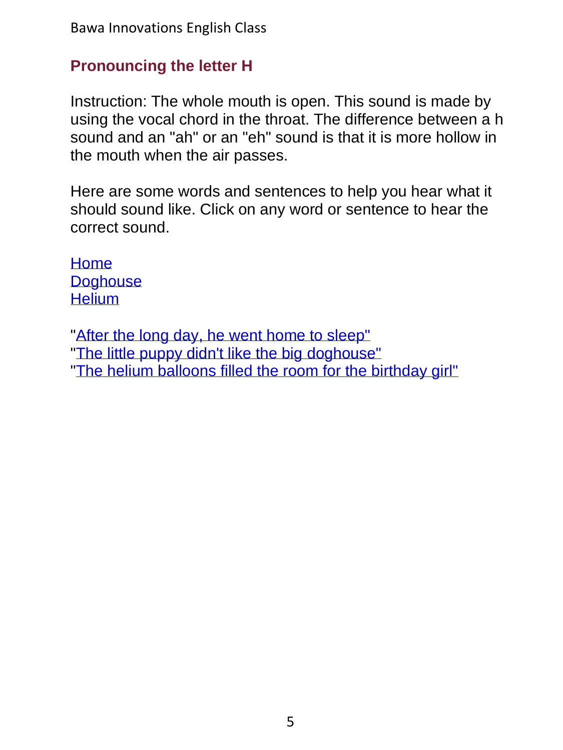## Pronouncing the letter H

Instruction: The whole mouth is open. This sound is made by using the vocal chord in the throat. The difference between a h sound and an "ah" or an "eh" sound is that it is more hollow in the mouth when the air passes.

Here are some words and sentences to help you hear what it should sound like. Click on any word or sentence to hear the correct sound.

Home
Doghouse
Helium

"After the long day, he went home to sleep"
"The little puppy didn't like the big doghouse"
"The helium balloons filled the room for the birthday girl"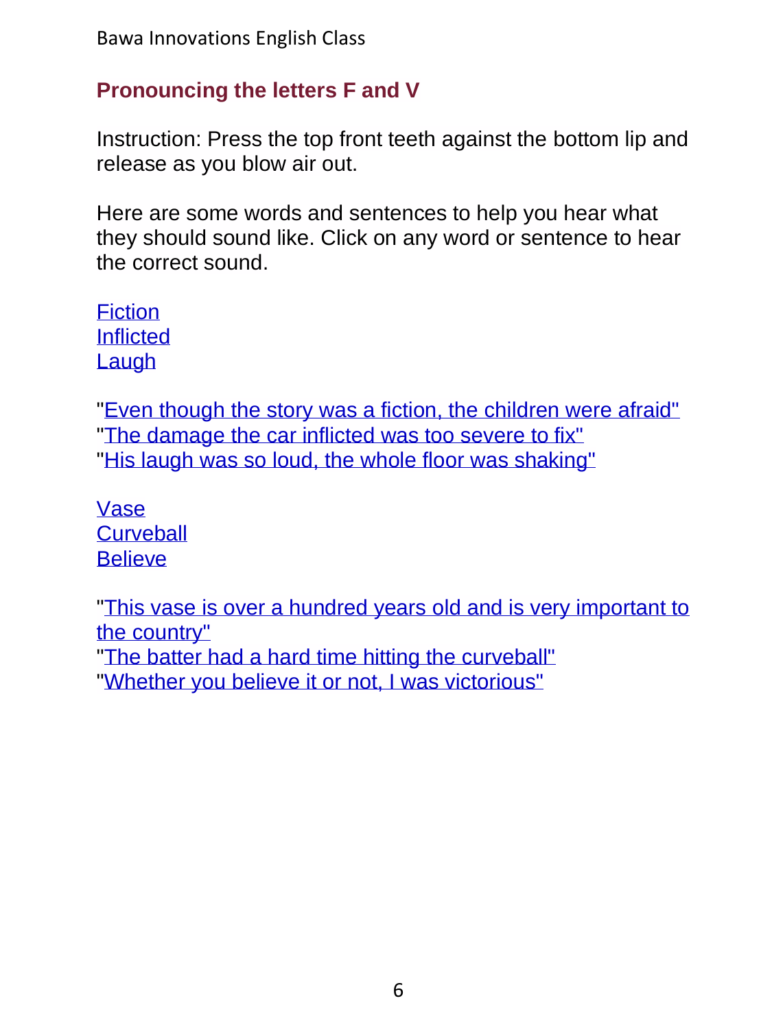## Pronouncing the letters F and V

Instruction: Press the top front teeth against the bottom lip and release as you blow air out.

Here are some words and sentences to help you hear what they should sound like. Click on any word or sentence to hear the correct sound.

Fiction
Inflicted
Laugh

"Even though the story was a fiction, the children were afraid"
"The damage the car inflicted was too severe to fix"
"His laugh was so loud, the whole floor was shaking"

Vase
Curveball
Believe

"This vase is over a hundred years old and is very important to the country"
"The batter had a hard time hitting the curveball"
"Whether you believe it or not, I was victorious"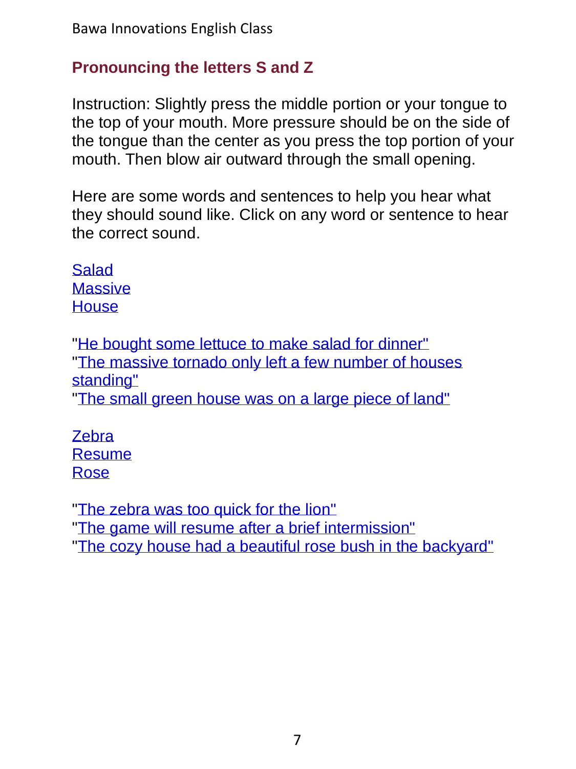## Pronouncing the letters S and Z

Instruction: Slightly press the middle portion or your tongue to the top of your mouth. More pressure should be on the side of the tongue than the center as you press the top portion of your mouth. Then blow air outward through the small opening.

Here are some words and sentences to help you hear what they should sound like. Click on any word or sentence to hear the correct sound.

Salad
Massive
House

"He bought some lettuce to make salad for dinner"
"The massive tornado only left a few number of houses standing"
"The small green house was on a large piece of land"

Zebra
Resume
Rose

"The zebra was too quick for the lion"
"The game will resume after a brief intermission"
"The cozy house had a beautiful rose bush in the backyard"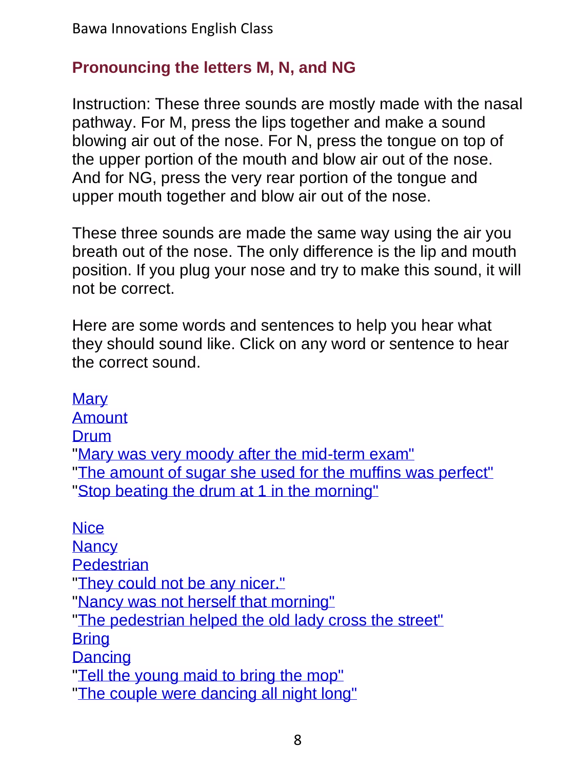## Pronouncing the letters M, N, and NG

Instruction: These three sounds are mostly made with the nasal pathway. For M, press the lips together and make a sound blowing air out of the nose. For N, press the tongue on top of the upper portion of the mouth and blow air out of the nose. And for NG, press the very rear portion of the tongue and upper mouth together and blow air out of the nose.

These three sounds are made the same way using the air you breath out of the nose. The only difference is the lip and mouth position. If you plug your nose and try to make this sound, it will not be correct.

Here are some words and sentences to help you hear what they should sound like. Click on any word or sentence to hear the correct sound.

Mary
Amount
Drum
"Mary was very moody after the mid-term exam"
"The amount of sugar she used for the muffins was perfect"
"Stop beating the drum at 1 in the morning"

Nice
Nancy
Pedestrian
"They could not be any nicer."
"Nancy was not herself that morning"
"The pedestrian helped the old lady cross the street"
Bring
Dancing
"Tell the young maid to bring the mop"
"The couple were dancing all night long"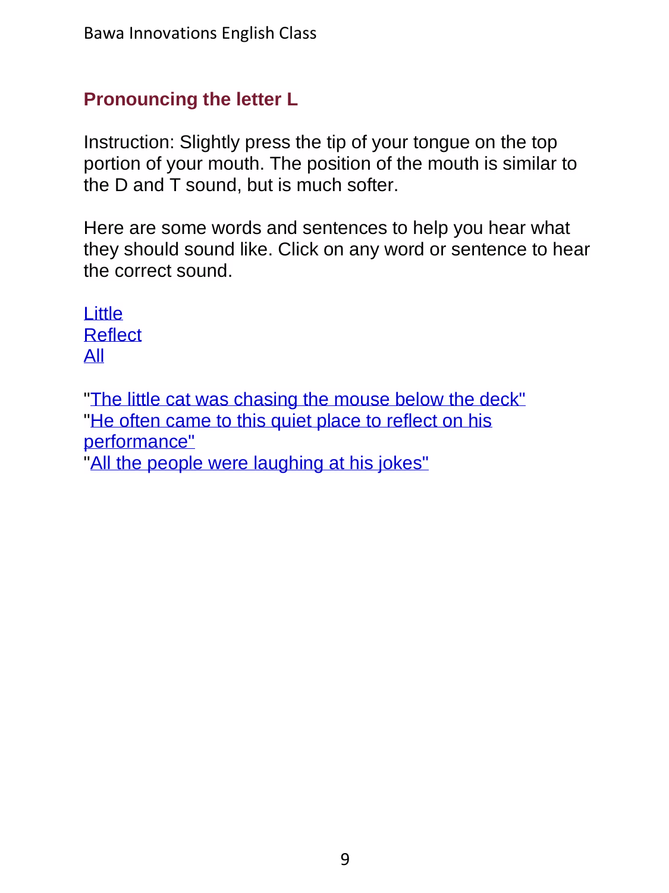## Pronouncing the letter L

Instruction: Slightly press the tip of your tongue on the top portion of your mouth. The position of the mouth is similar to the D and T sound, but is much softer.

Here are some words and sentences to help you hear what they should sound like. Click on any word or sentence to hear the correct sound.

Little
Reflect
All

"The little cat was chasing the mouse below the deck"
"He often came to this quiet place to reflect on his performance"
"All the people were laughing at his jokes"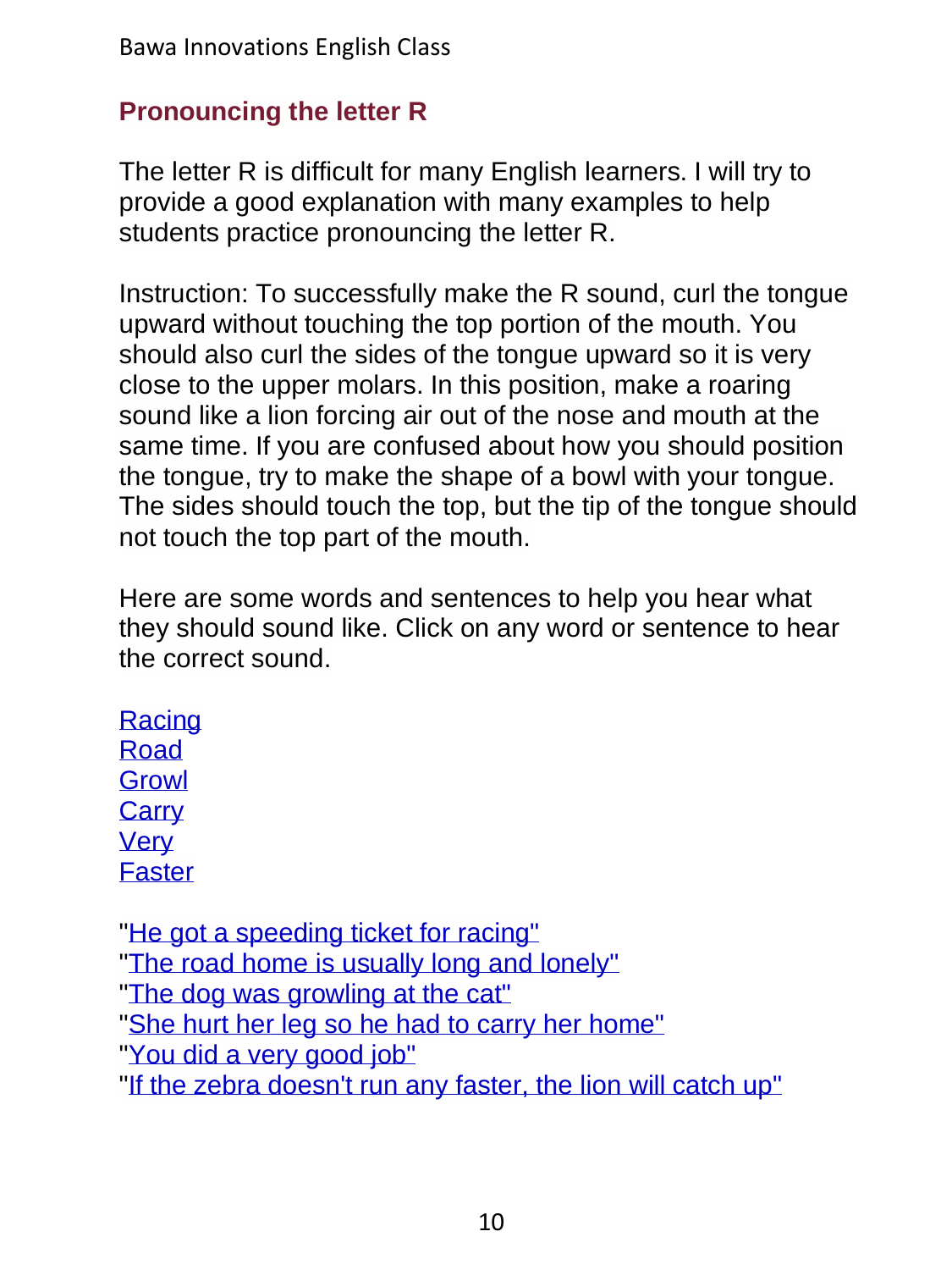## Pronouncing the letter R

The letter R is difficult for many English learners. I will try to provide a good explanation with many examples to help students practice pronouncing the letter R.

Instruction: To successfully make the R sound, curl the tongue upward without touching the top portion of the mouth. You should also curl the sides of the tongue upward so it is very close to the upper molars. In this position, make a roaring sound like a lion forcing air out of the nose and mouth at the same time. If you are confused about how you should position the tongue, try to make the shape of a bowl with your tongue. The sides should touch the top, but the tip of the tongue should not touch the top part of the mouth.

Here are some words and sentences to help you hear what they should sound like. Click on any word or sentence to hear the correct sound.

Racing
Road
Growl
Carry
Very
Faster

"He got a speeding ticket for racing"
"The road home is usually long and lonely"
"The dog was growling at the cat"
"She hurt her leg so he had to carry her home"
"You did a very good job"
"If the zebra doesn't run any faster, the lion will catch up"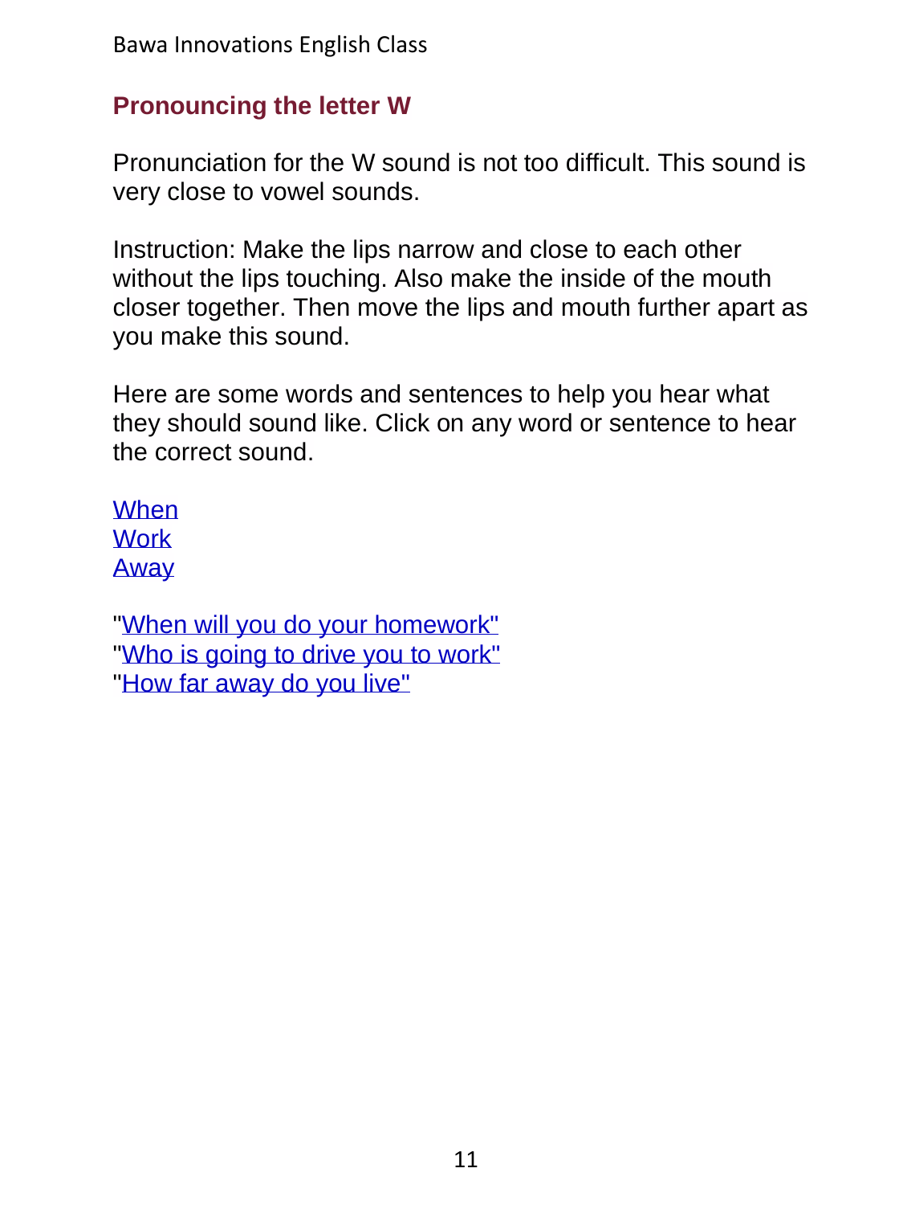## Pronouncing the letter W

Pronunciation for the W sound is not too difficult. This sound is very close to vowel sounds.

Instruction: Make the lips narrow and close to each other without the lips touching. Also make the inside of the mouth closer together. Then move the lips and mouth further apart as you make this sound.

Here are some words and sentences to help you hear what they should sound like. Click on any word or sentence to hear the correct sound.

When
Work
Away

"When will you do your homework"
"Who is going to drive you to work"
"How far away do you live"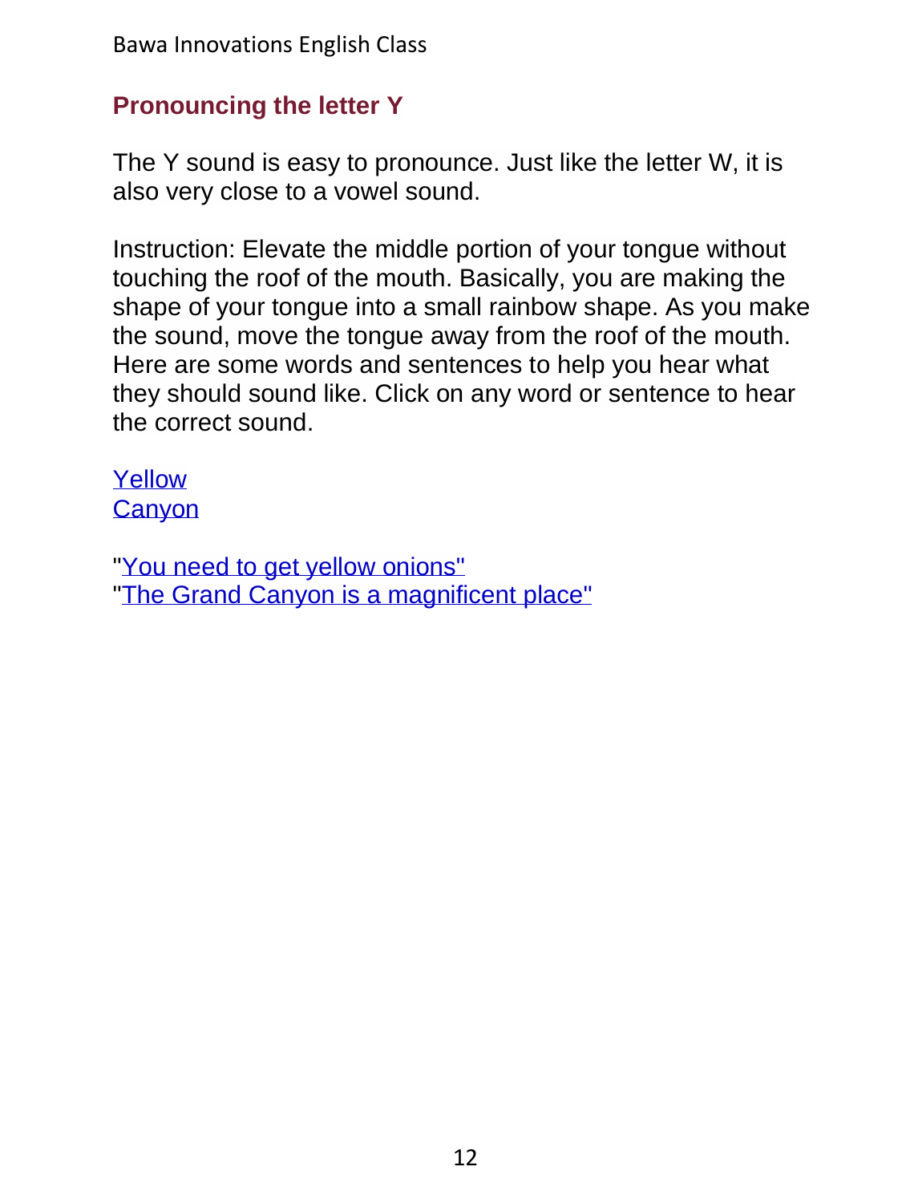## Pronouncing the letter Y

The Y sound is easy to pronounce. Just like the letter W, it is also very close to a vowel sound.

Instruction: Elevate the middle portion of your tongue without touching the roof of the mouth. Basically, you are making the shape of your tongue into a small rainbow shape. As you make the sound, move the tongue away from the roof of the mouth. Here are some words and sentences to help you hear what they should sound like. Click on any word or sentence to hear the correct sound.

Yellow
Canyon

"You need to get yellow onions"
"The Grand Canyon is a magnificent place"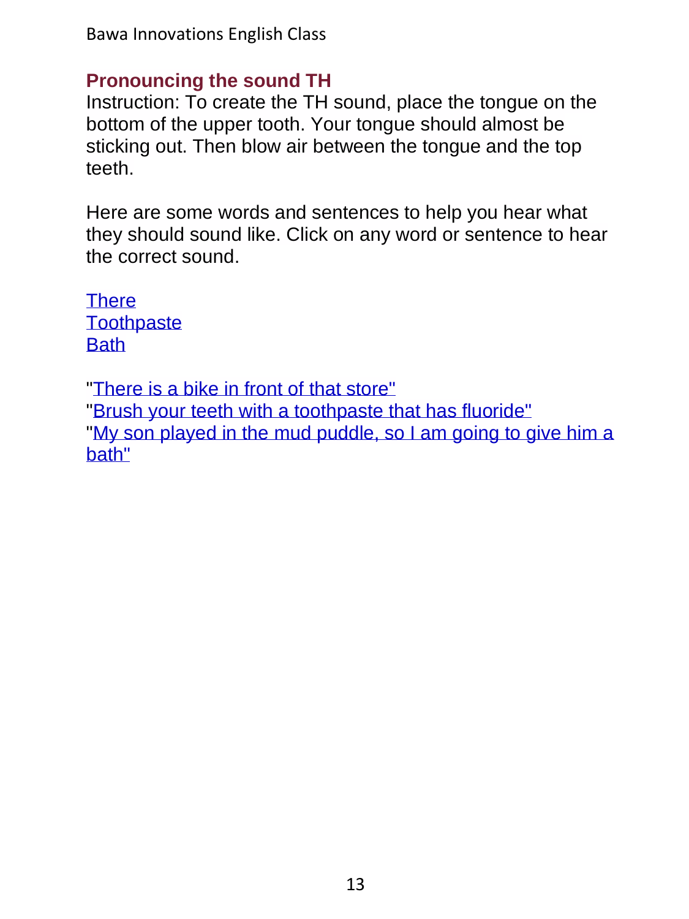## Pronouncing the sound TH

Instruction: To create the TH sound, place the tongue on the bottom of the upper tooth. Your tongue should almost be sticking out. Then blow air between the tongue and the top teeth.

Here are some words and sentences to help you hear what they should sound like. Click on any word or sentence to hear the correct sound.

There
Toothpaste
Bath

"There is a bike in front of that store"
"Brush your teeth with a toothpaste that has fluoride"
"My son played in the mud puddle, so I am going to give him a bath"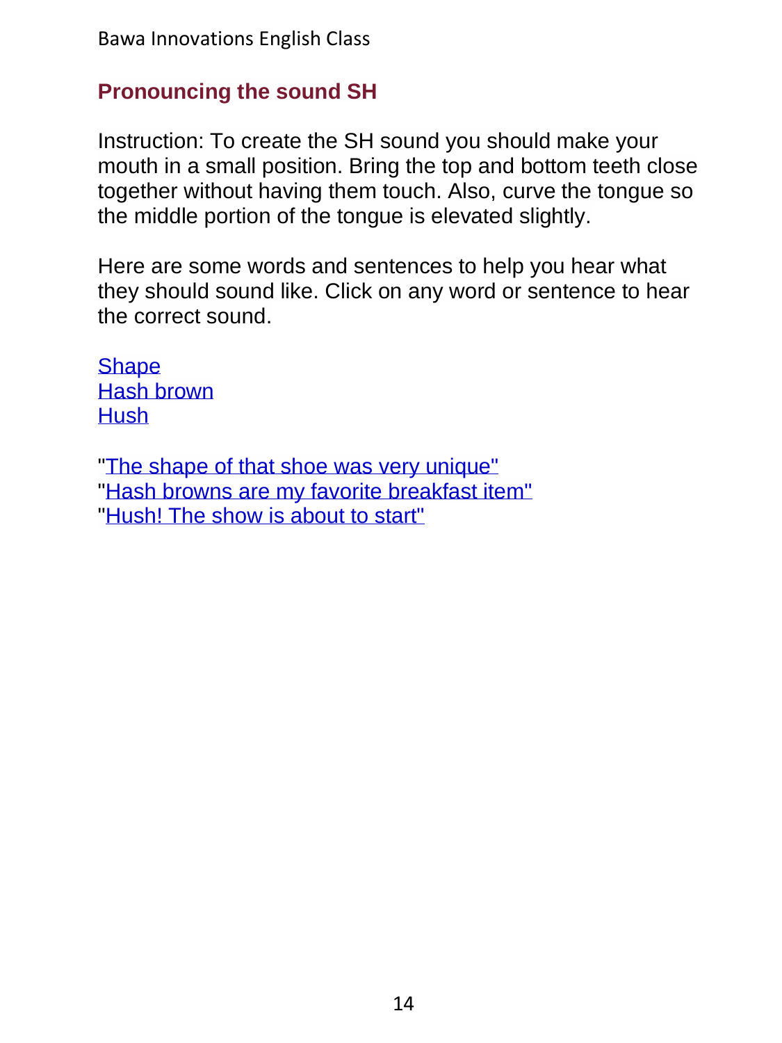## Pronouncing the sound SH

Instruction: To create the SH sound you should make your mouth in a small position. Bring the top and bottom teeth close together without having them touch. Also, curve the tongue so the middle portion of the tongue is elevated slightly.

Here are some words and sentences to help you hear what they should sound like. Click on any word or sentence to hear the correct sound.

Shape
Hash brown
Hush

"The shape of that shoe was very unique"
"Hash browns are my favorite breakfast item"
"Hush! The show is about to start"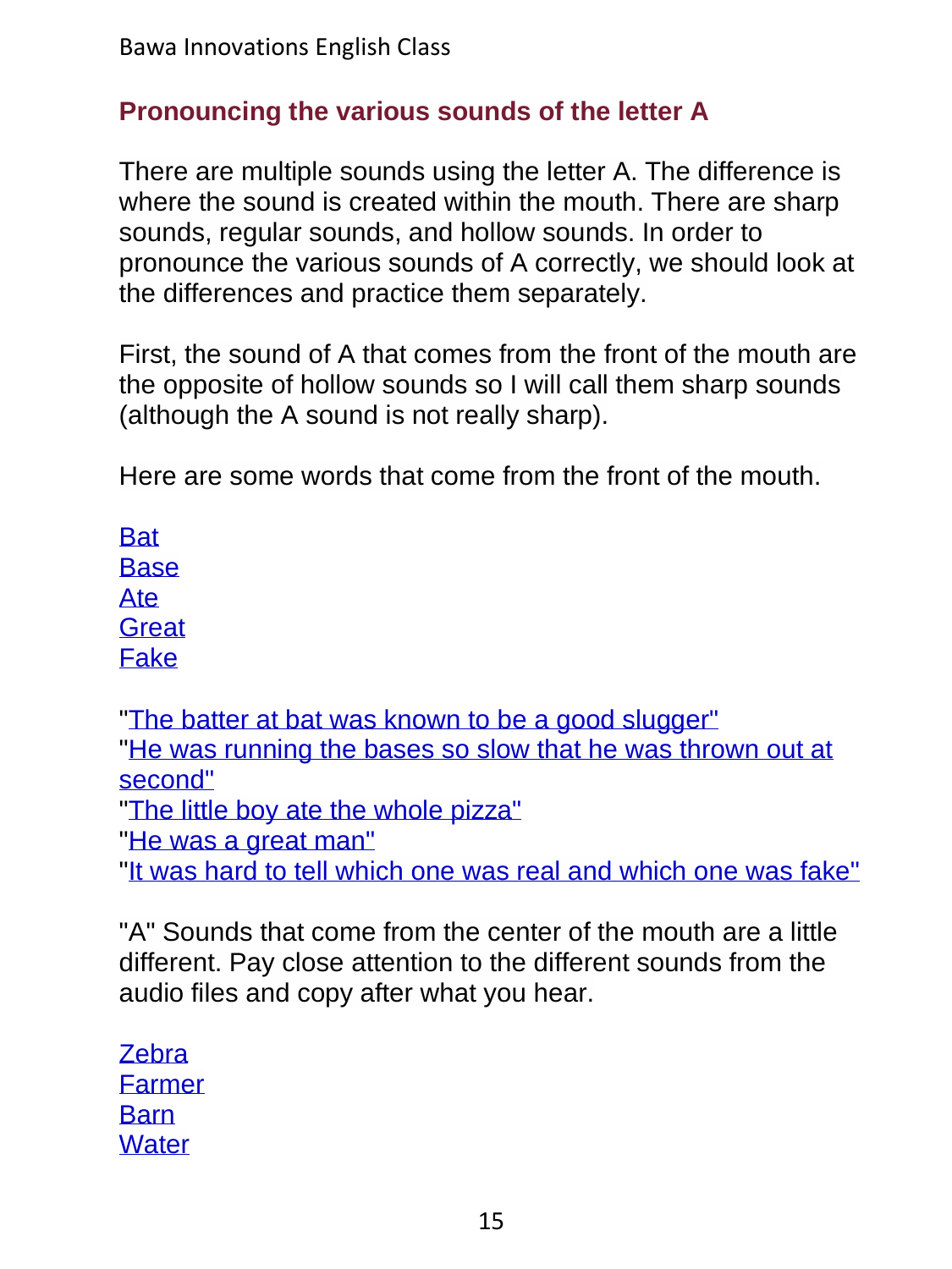## Pronouncing the various sounds of the letter A

There are multiple sounds using the letter A. The difference is where the sound is created within the mouth. There are sharp sounds, regular sounds, and hollow sounds. In order to pronounce the various sounds of A correctly, we should look at the differences and practice them separately.

First, the sound of A that comes from the front of the mouth are the opposite of hollow sounds so I will call them sharp sounds (although the A sound is not really sharp).

Here are some words that come from the front of the mouth.

Bat
Base
Ate
Great
Fake

"The batter at bat was known to be a good slugger"
"He was running the bases so slow that he was thrown out at second"
"The little boy ate the whole pizza"
"He was a great man"
"It was hard to tell which one was real and which one was fake"

"A" Sounds that come from the center of the mouth are a little different. Pay close attention to the different sounds from the audio files and copy after what you hear.

Zebra
Farmer
Barn
Water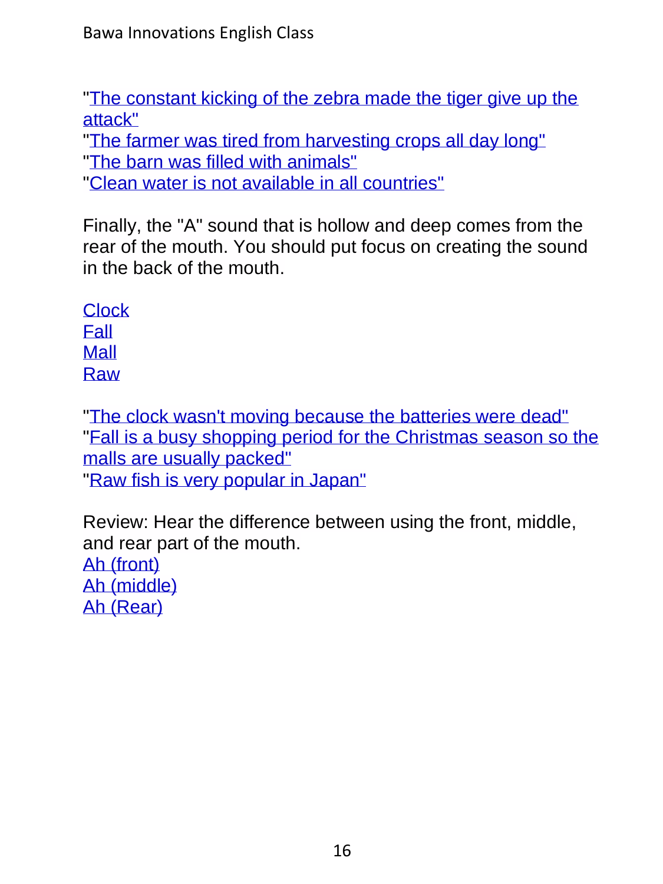"The constant kicking of the zebra made the tiger give up the attack"
"The farmer was tired from harvesting crops all day long"
"The barn was filled with animals"
"Clean water is not available in all countries"

Finally, the "A" sound that is hollow and deep comes from the rear of the mouth. You should put focus on creating the sound in the back of the mouth.

Clock
Fall
Mall
Raw

"The clock wasn't moving because the batteries were dead"
"Fall is a busy shopping period for the Christmas season so the malls are usually packed"
"Raw fish is very popular in Japan"

Review: Hear the difference between using the front, middle, and rear part of the mouth.
Ah (front)
Ah (middle)
Ah (Rear)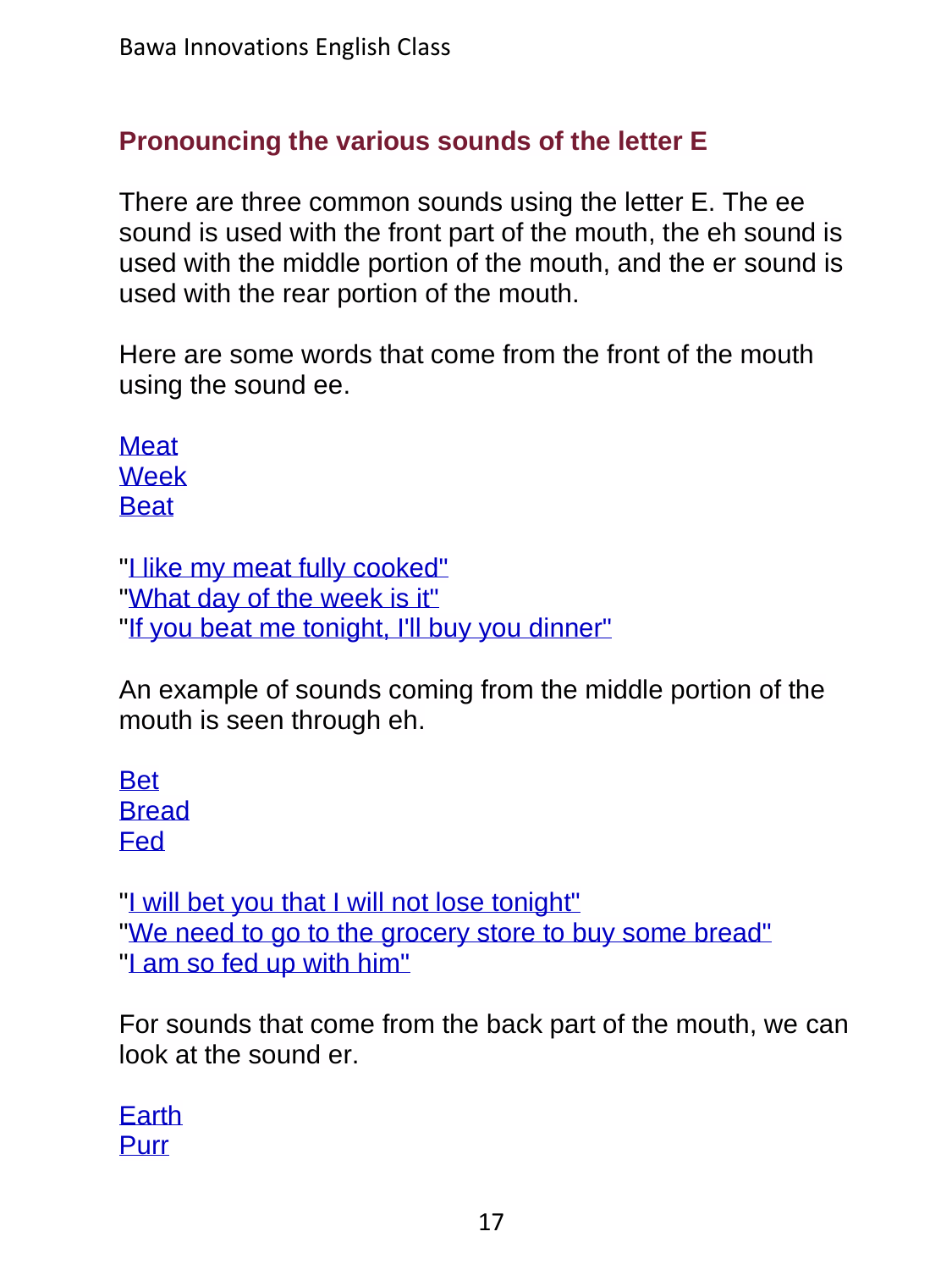## Pronouncing the various sounds of the letter E

There are three common sounds using the letter E. The ee sound is used with the front part of the mouth, the eh sound is used with the middle portion of the mouth, and the er sound is used with the rear portion of the mouth.

Here are some words that come from the front of the mouth using the sound ee.

Meat
Week
Beat

"I like my meat fully cooked"
"What day of the week is it"
"If you beat me tonight, I'll buy you dinner"

An example of sounds coming from the middle portion of the mouth is seen through eh.

Bet
Bread
Fed

"I will bet you that I will not lose tonight"
"We need to go to the grocery store to buy some bread"
"I am so fed up with him"

For sounds that come from the back part of the mouth, we can look at the sound er.

Earth
Purr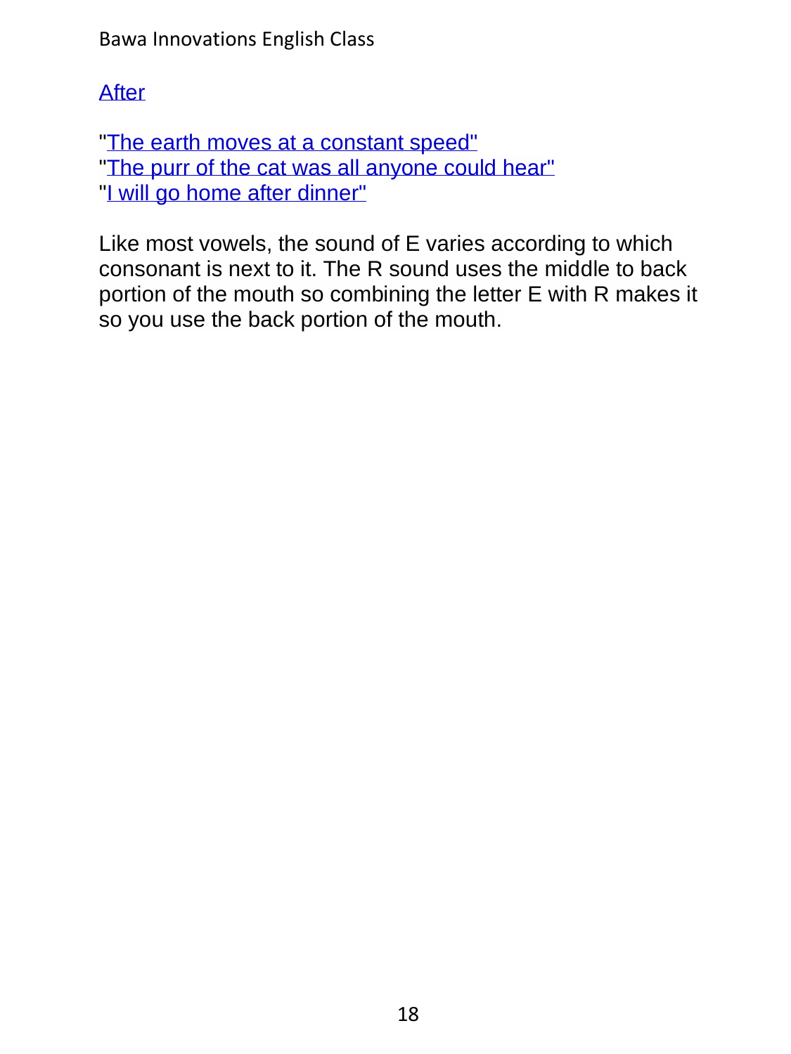After

"The earth moves at a constant speed"
"The purr of the cat was all anyone could hear"
"I will go home after dinner"

Like most vowels, the sound of E varies according to which consonant is next to it. The R sound uses the middle to back portion of the mouth so combining the letter E with R makes it so you use the back portion of the mouth.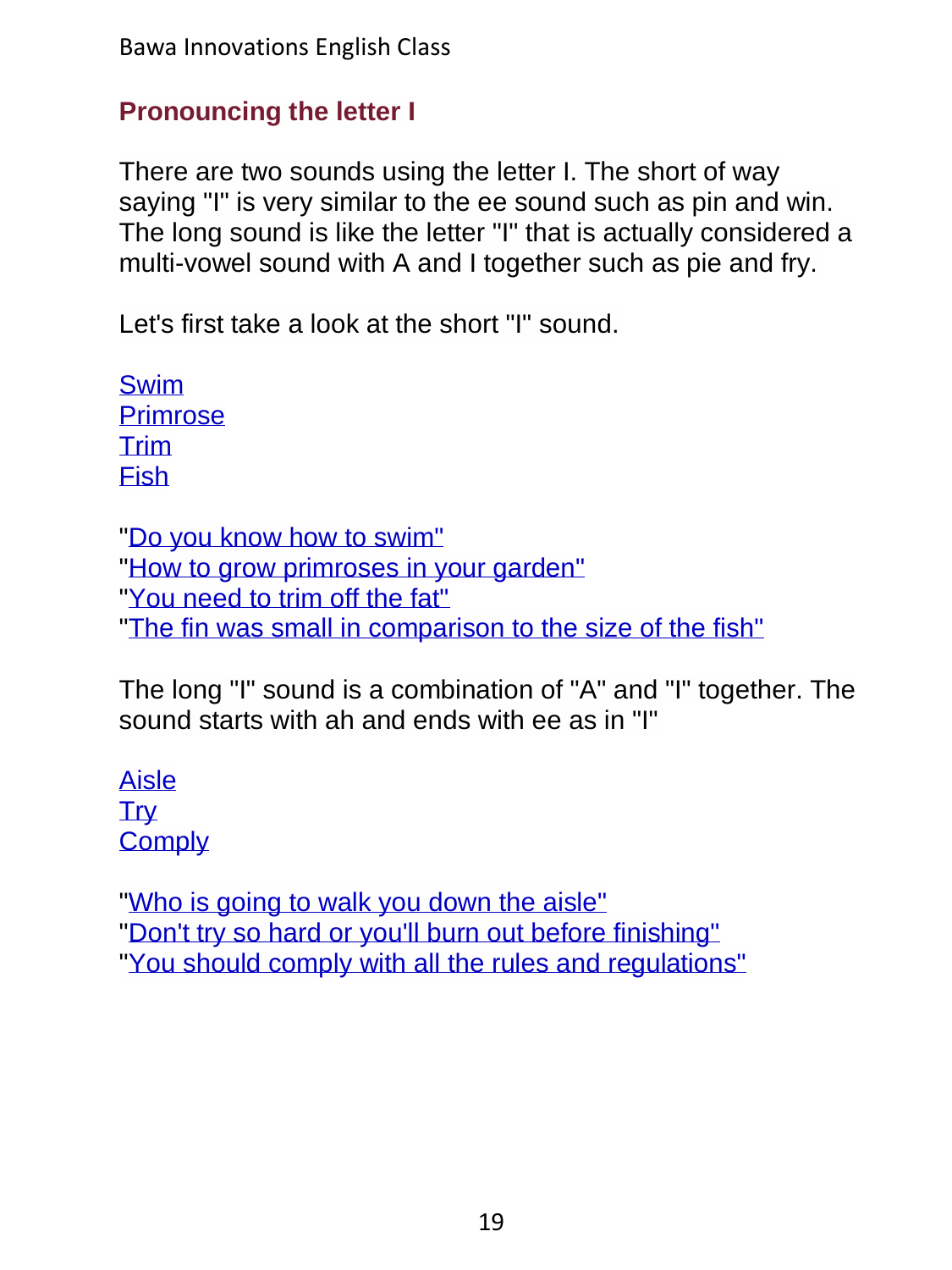## Pronouncing the letter I

There are two sounds using the letter I. The short of way saying "I" is very similar to the ee sound such as pin and win. The long sound is like the letter "I" that is actually considered a multi-vowel sound with A and I together such as pie and fry.

Let's first take a look at the short "I" sound.

Swim
Primrose
Trim
Fish

"Do you know how to swim"
"How to grow primroses in your garden"
"You need to trim off the fat"
"The fin was small in comparison to the size of the fish"

The long "I" sound is a combination of "A" and "I" together. The sound starts with ah and ends with ee as in "I"

Aisle
Try
Comply

"Who is going to walk you down the aisle"
"Don't try so hard or you'll burn out before finishing"
"You should comply with all the rules and regulations"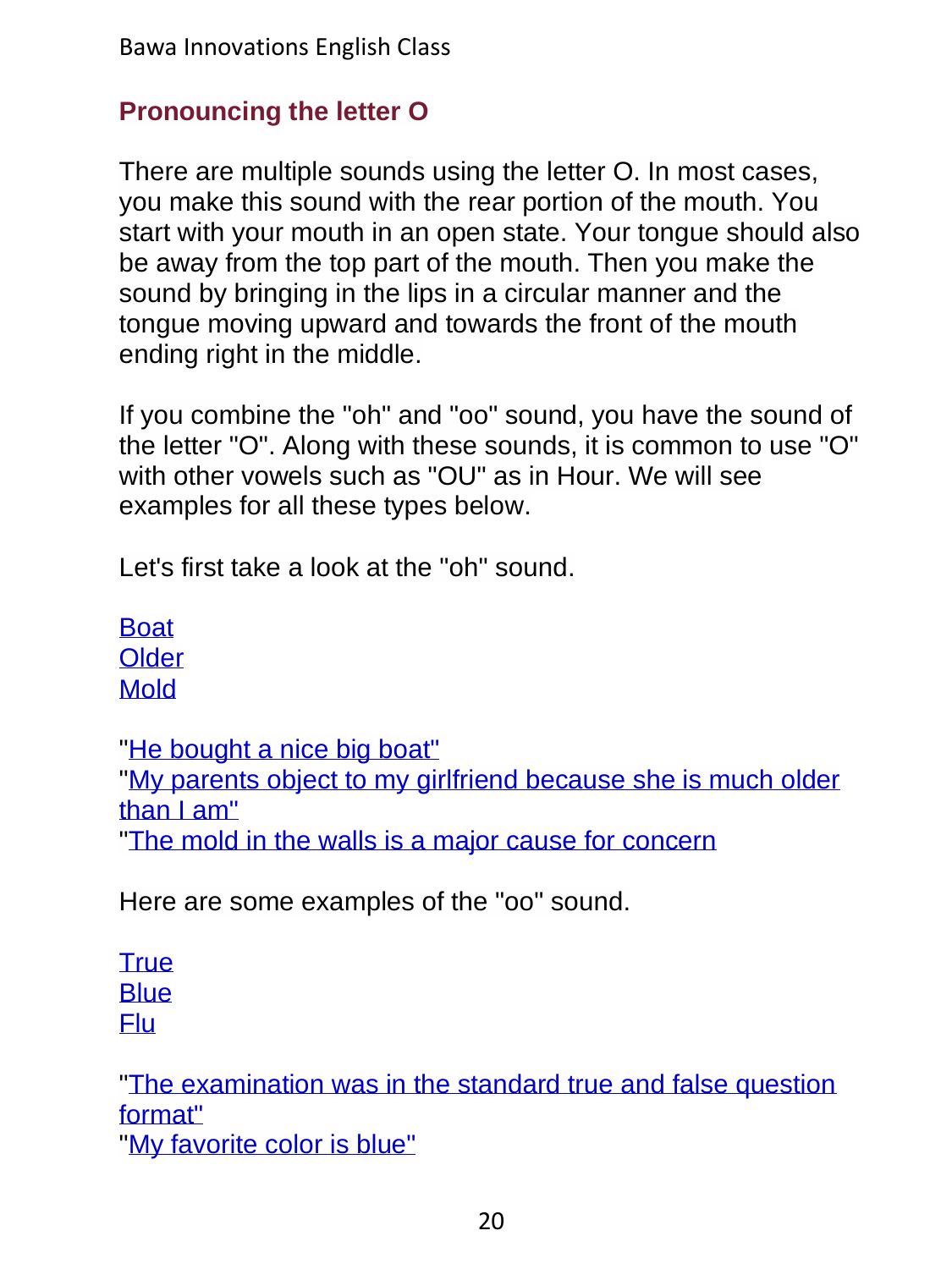## Pronouncing the letter O

There are multiple sounds using the letter O. In most cases, you make this sound with the rear portion of the mouth. You start with your mouth in an open state. Your tongue should also be away from the top part of the mouth. Then you make the sound by bringing in the lips in a circular manner and the tongue moving upward and towards the front of the mouth ending right in the middle.

If you combine the "oh" and "oo" sound, you have the sound of the letter "O". Along with these sounds, it is common to use "O" with other vowels such as "OU" as in Hour. We will see examples for all these types below.

Let's first take a look at the "oh" sound.

Boat
Older
Mold

"He bought a nice big boat"
"My parents object to my girlfriend because she is much older than I am"
"The mold in the walls is a major cause for concern

Here are some examples of the "oo" sound.

True
Blue
Flu

"The examination was in the standard true and false question format"
"My favorite color is blue"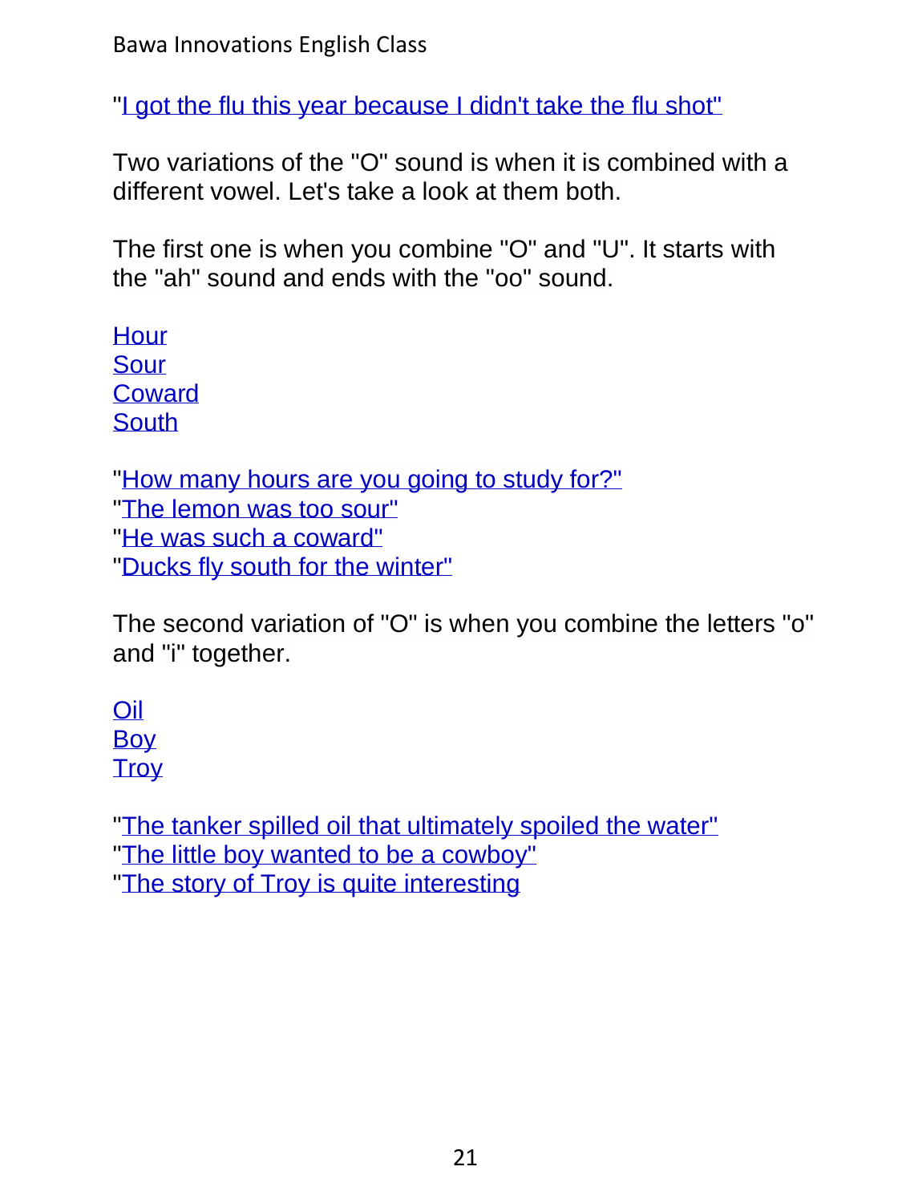"I got the flu this year because I didn't take the flu shot"

Two variations of the "O" sound is when it is combined with a different vowel. Let's take a look at them both.

The first one is when you combine "O" and "U". It starts with the "ah" sound and ends with the "oo" sound.

Hour
Sour
Coward
South

"How many hours are you going to study for?"
"The lemon was too sour"
"He was such a coward"
"Ducks fly south for the winter"

The second variation of "O" is when you combine the letters "o" and "i" together.

Oil
Boy
Troy

"The tanker spilled oil that ultimately spoiled the water"
"The little boy wanted to be a cowboy"
"The story of Troy is quite interesting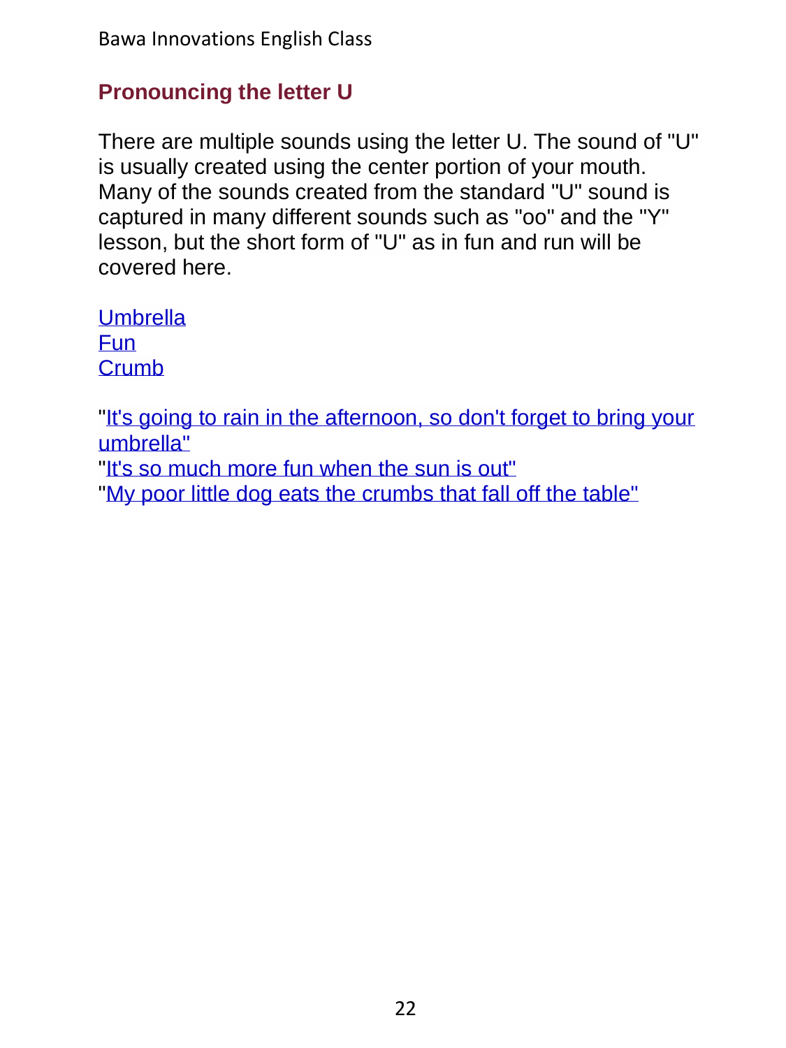## Pronouncing the letter U

There are multiple sounds using the letter U. The sound of "U" is usually created using the center portion of your mouth. Many of the sounds created from the standard "U" sound is captured in many different sounds such as "oo" and the "Y" lesson, but the short form of "U" as in fun and run will be covered here.

Umbrella
Fun
Crumb

"It's going to rain in the afternoon, so don't forget to bring your umbrella"
"It's so much more fun when the sun is out"
"My poor little dog eats the crumbs that fall off the table"